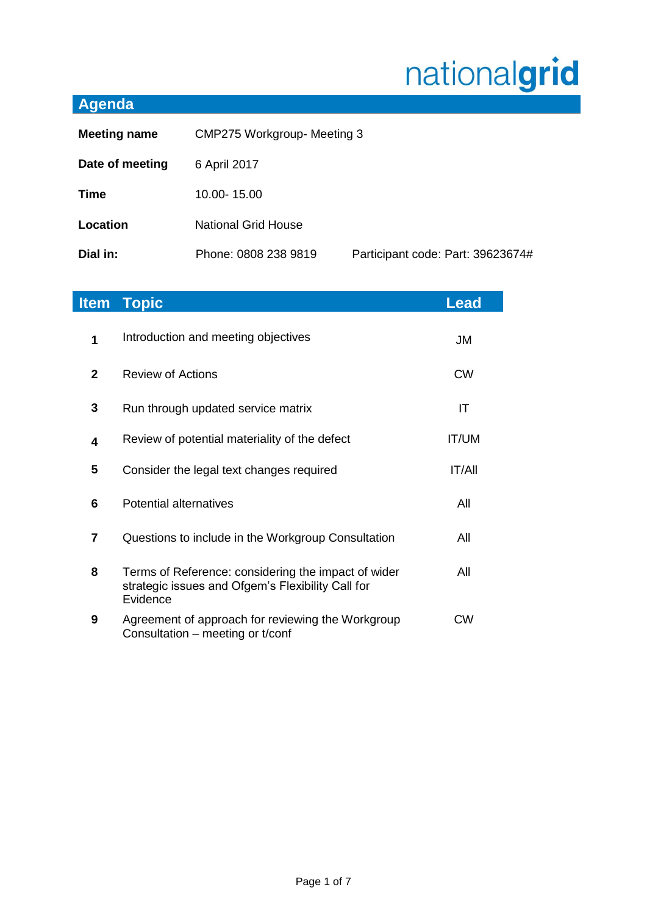nationalgrid

## Agenda

| | | |
|---|---|---|
| **Meeting name** | CMP275 Workgroup- Meeting 3 | |
| **Date of meeting** | 6 April 2017 | |
| **Time** | 10.00- 15.00 | |
| **Location** | National Grid House | |
| **Dial in:** | Phone: 0808 238 9819 | Participant code: Part: 39623674# |

| Item | Topic | Lead |
|---|---|---|
| **1** | Introduction and meeting objectives | JM |
| **2** | Review of Actions | CW |
| **3** | Run through updated service matrix | IT |
| **4** | Review of potential materiality of the defect | IT/UM |
| **5** | Consider the legal text changes required | IT/All |
| **6** | Potential alternatives | All |
| **7** | Questions to include in the Workgroup Consultation | All |
| **8** | Terms of Reference: considering the impact of wider strategic issues and Ofgem's Flexibility Call for Evidence | All |
| **9** | Agreement of approach for reviewing the Workgroup Consultation – meeting or t/conf | CW |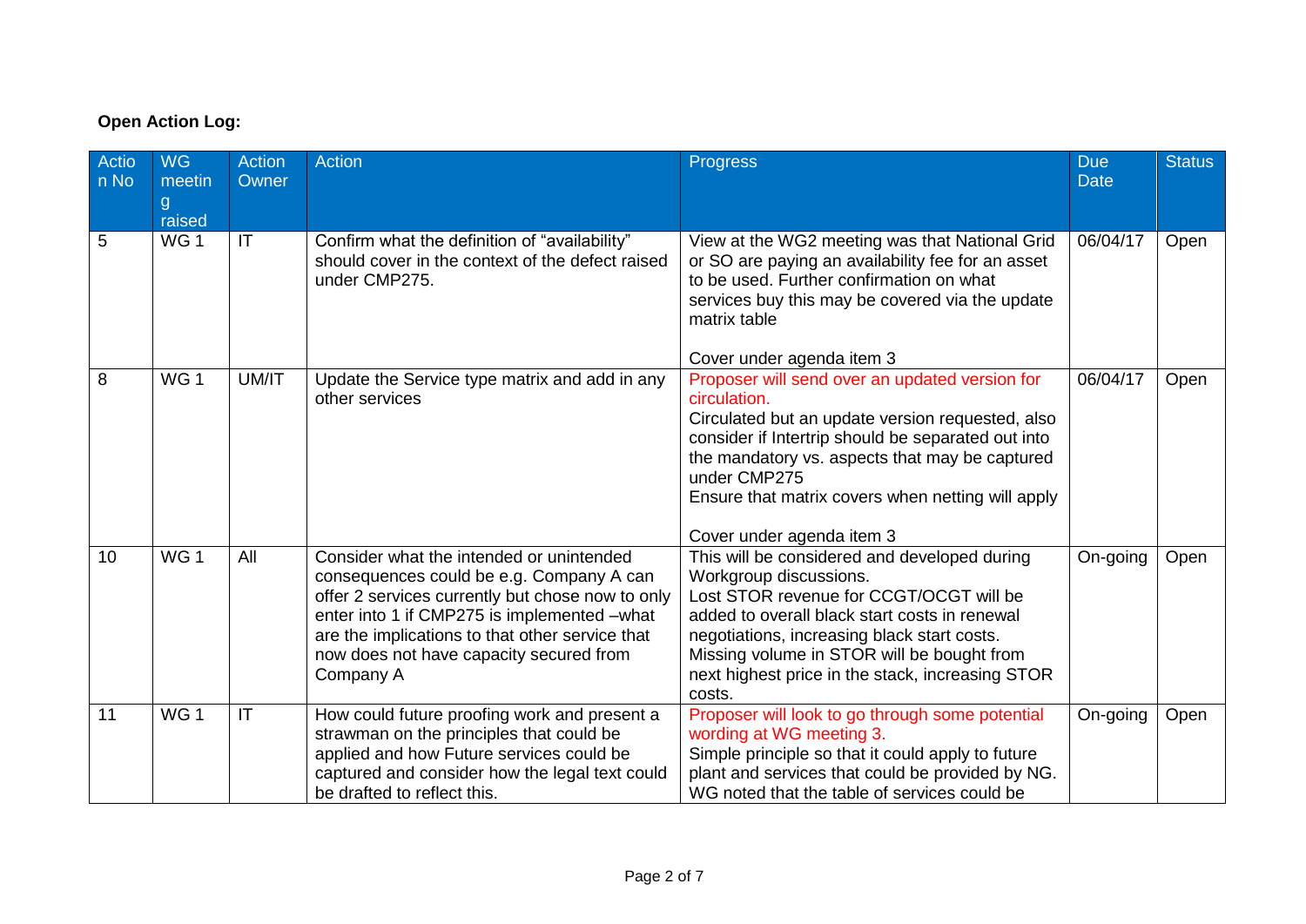**Open Action Log:**

| Action No | WG meeting raised | Action Owner | Action | Progress | Due Date | Status |
|---|---|---|---|---|---|---|
| 5 | WG 1 | IT | Confirm what the definition of "availability" should cover in the context of the defect raised under CMP275. | View at the WG2 meeting was that National Grid or SO are paying an availability fee for an asset to be used. Further confirmation on what services buy this may be covered via the update matrix table<br><br>Cover under agenda item 3 | 06/04/17 | Open |
| 8 | WG 1 | UM/IT | Update the Service type matrix and add in any other services | Proposer will send over an updated version for circulation.<br>Circulated but an update version requested, also consider if Intertrip should be separated out into the mandatory vs. aspects that may be captured under CMP275<br>Ensure that matrix covers when netting will apply<br><br>Cover under agenda item 3 | 06/04/17 | Open |
| 10 | WG 1 | All | Consider what the intended or unintended consequences could be e.g. Company A can offer 2 services currently but chose now to only enter into 1 if CMP275 is implemented –what are the implications to that other service that now does not have capacity secured from Company A | This will be considered and developed during Workgroup discussions.<br>Lost STOR revenue for CCGT/OCGT will be added to overall black start costs in renewal negotiations, increasing black start costs.<br>Missing volume in STOR will be bought from next highest price in the stack, increasing STOR costs. | On-going | Open |
| 11 | WG 1 | IT | How could future proofing work and present a strawman on the principles that could be applied and how Future services could be captured and consider how the legal text could be drafted to reflect this. | Proposer will look to go through some potential wording at WG meeting 3.<br>Simple principle so that it could apply to future plant and services that could be provided by NG. WG noted that the table of services could be | On-going | Open |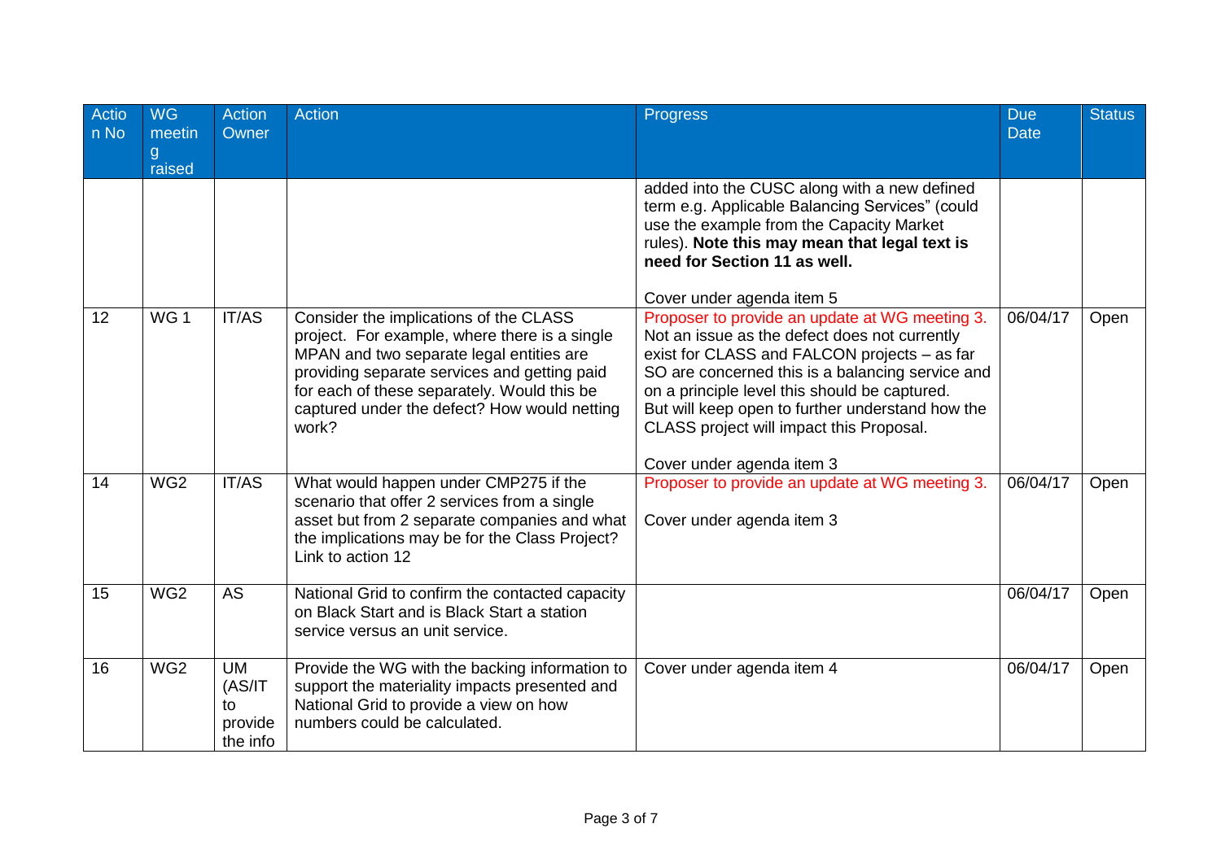| Action No | WG meeting raised | Action Owner | Action | Progress | Due Date | Status |
|---|---|---|---|---|---|---|
| | | | | added into the CUSC along with a new defined term e.g. Applicable Balancing Services" (could use the example from the Capacity Market rules). **Note this may mean that legal text is need for Section 11 as well.**<br><br>Cover under agenda item 5 | | |
| 12 | WG 1 | IT/AS | Consider the implications of the CLASS project. For example, where there is a single MPAN and two separate legal entities are providing separate services and getting paid for each of these separately. Would this be captured under the defect? How would netting work? | Proposer to provide an update at WG meeting 3. Not an issue as the defect does not currently exist for CLASS and FALCON projects – as far SO are concerned this is a balancing service and on a principle level this should be captured. But will keep open to further understand how the CLASS project will impact this Proposal.<br><br>Cover under agenda item 3 | 06/04/17 | Open |
| 14 | WG2 | IT/AS | What would happen under CMP275 if the scenario that offer 2 services from a single asset but from 2 separate companies and what the implications may be for the Class Project? Link to action 12 | Proposer to provide an update at WG meeting 3.<br><br>Cover under agenda item 3 | 06/04/17 | Open |
| 15 | WG2 | AS | National Grid to confirm the contacted capacity on Black Start and is Black Start a station service versus an unit service. | | 06/04/17 | Open |
| 16 | WG2 | UM (AS/IT to provide the info | Provide the WG with the backing information to support the materiality impacts presented and National Grid to provide a view on how numbers could be calculated. | Cover under agenda item 4 | 06/04/17 | Open |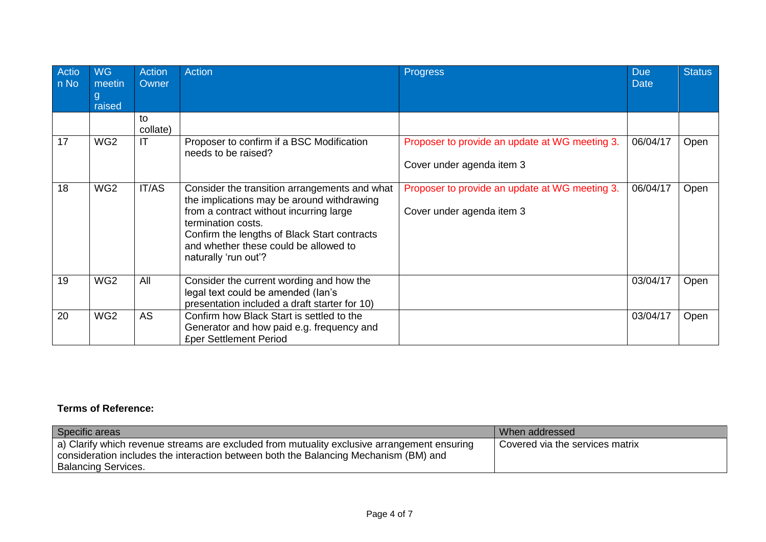| Action No | WG meeting raised | Action Owner | Action | Progress | Due Date | Status |
|---|---|---|---|---|---|---|
| | | to collate) | | | | |
| 17 | WG2 | IT | Proposer to confirm if a BSC Modification needs to be raised? | Proposer to provide an update at WG meeting 3.<br><br>Cover under agenda item 3 | 06/04/17 | Open |
| 18 | WG2 | IT/AS | Consider the transition arrangements and what the implications may be around withdrawing from a contract without incurring large termination costs.<br>Confirm the lengths of Black Start contracts and whether these could be allowed to naturally 'run out'? | Proposer to provide an update at WG meeting 3.<br><br>Cover under agenda item 3 | 06/04/17 | Open |
| 19 | WG2 | All | Consider the current wording and how the legal text could be amended (Ian's presentation included a draft starter for 10) | | 03/04/17 | Open |
| 20 | WG2 | AS | Confirm how Black Start is settled to the Generator and how paid e.g. frequency and £per Settlement Period | | 03/04/17 | Open |

**Terms of Reference:**

| Specific areas | When addressed |
|---|---|
| a) Clarify which revenue streams are excluded from mutuality exclusive arrangement ensuring consideration includes the interaction between both the Balancing Mechanism (BM) and Balancing Services. | Covered via the services matrix |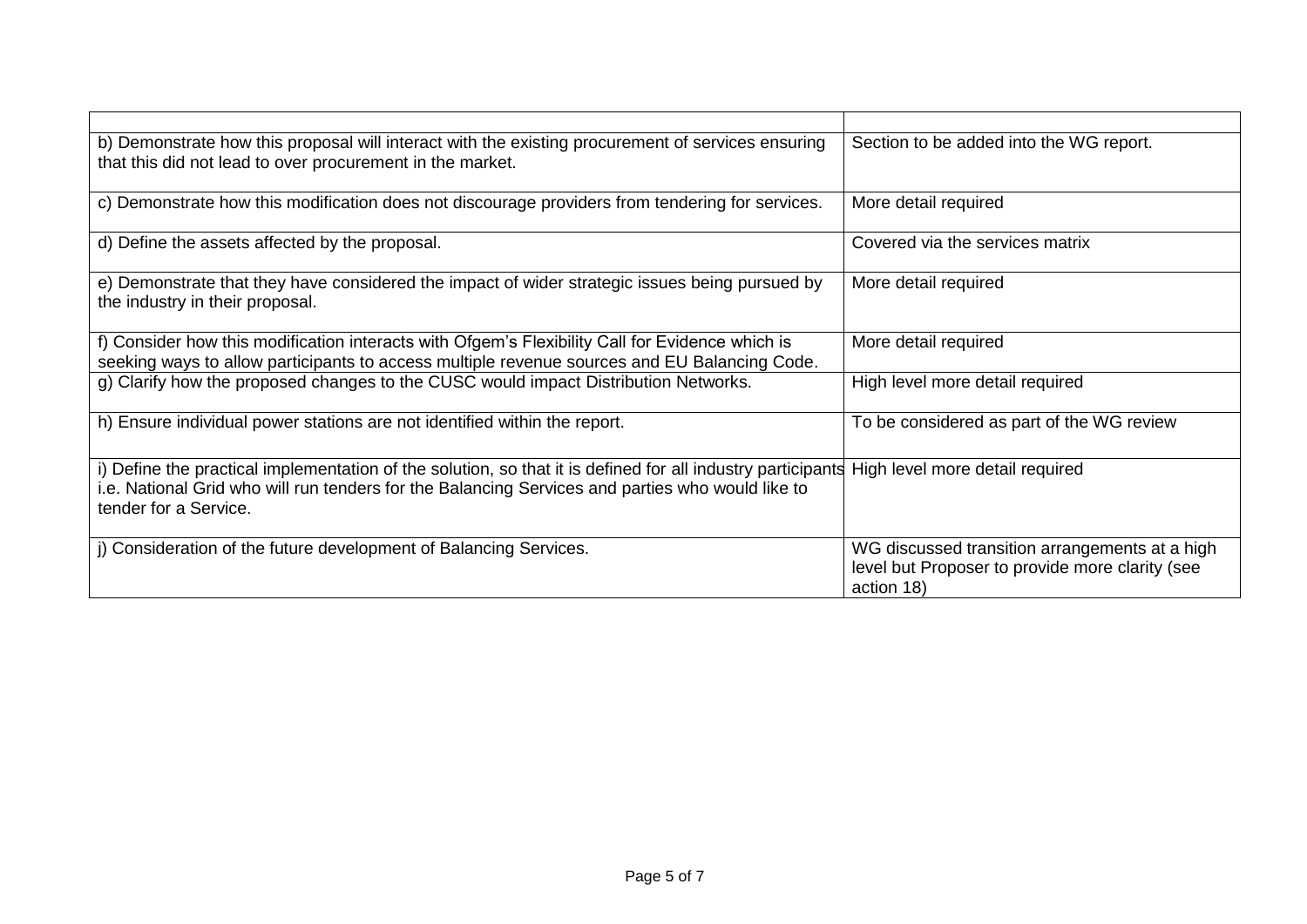| | |
|---|---|
| b) Demonstrate how this proposal will interact with the existing procurement of services ensuring that this did not lead to over procurement in the market. | Section to be added into the WG report. |
| c) Demonstrate how this modification does not discourage providers from tendering for services. | More detail required |
| d) Define the assets affected by the proposal. | Covered via the services matrix |
| e) Demonstrate that they have considered the impact of wider strategic issues being pursued by the industry in their proposal. | More detail required |
| f) Consider how this modification interacts with Ofgem's Flexibility Call for Evidence which is seeking ways to allow participants to access multiple revenue sources and EU Balancing Code. | More detail required |
| g) Clarify how the proposed changes to the CUSC would impact Distribution Networks. | High level more detail required |
| h) Ensure individual power stations are not identified within the report. | To be considered as part of the WG review |
| i) Define the practical implementation of the solution, so that it is defined for all industry participants i.e. National Grid who will run tenders for the Balancing Services and parties who would like to tender for a Service. | High level more detail required |
| j) Consideration of the future development of Balancing Services. | WG discussed transition arrangements at a high level but Proposer to provide more clarity (see action 18) |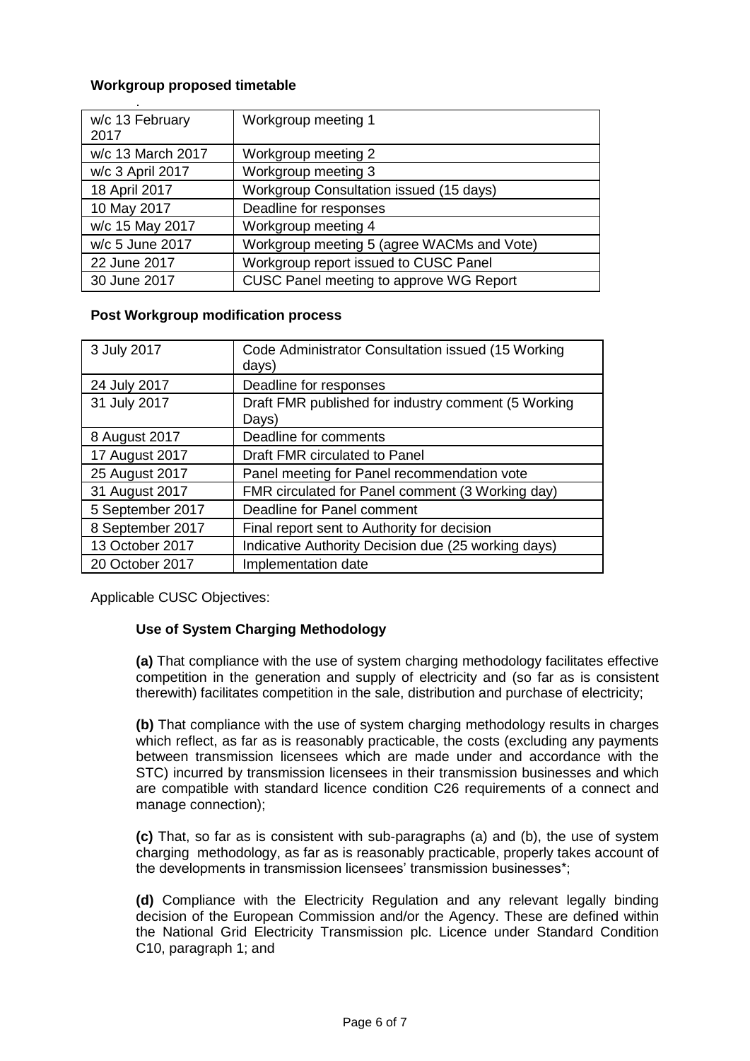**Workgroup proposed timetable**

| w/c 13 February 2017 | Workgroup meeting 1 |
|---|---|
| w/c 13 March 2017 | Workgroup meeting 2 |
| w/c 3 April 2017 | Workgroup meeting 3 |
| 18 April 2017 | Workgroup Consultation issued (15 days) |
| 10 May 2017 | Deadline for responses |
| w/c 15 May 2017 | Workgroup meeting 4 |
| w/c 5 June 2017 | Workgroup meeting 5 (agree WACMs and Vote) |
| 22 June 2017 | Workgroup report issued to CUSC Panel |
| 30 June 2017 | CUSC Panel meeting to approve WG Report |

**Post Workgroup modification process**

| 3 July 2017 | Code Administrator Consultation issued (15 Working days) |
|---|---|
| 24 July 2017 | Deadline for responses |
| 31 July 2017 | Draft FMR published for industry comment (5 Working Days) |
| 8 August 2017 | Deadline for comments |
| 17 August 2017 | Draft FMR circulated to Panel |
| 25 August 2017 | Panel meeting for Panel recommendation vote |
| 31 August 2017 | FMR circulated for Panel comment (3 Working day) |
| 5 September 2017 | Deadline for Panel comment |
| 8 September 2017 | Final report sent to Authority for decision |
| 13 October 2017 | Indicative Authority Decision due (25 working days) |
| 20 October 2017 | Implementation date |

Applicable CUSC Objectives:

**Use of System Charging Methodology**

**(a)** That compliance with the use of system charging methodology facilitates effective competition in the generation and supply of electricity and (so far as is consistent therewith) facilitates competition in the sale, distribution and purchase of electricity;

**(b)** That compliance with the use of system charging methodology results in charges which reflect, as far as is reasonably practicable, the costs (excluding any payments between transmission licensees which are made under and accordance with the STC) incurred by transmission licensees in their transmission businesses and which are compatible with standard licence condition C26 requirements of a connect and manage connection);

**(c)** That, so far as is consistent with sub-paragraphs (a) and (b), the use of system charging methodology, as far as is reasonably practicable, properly takes account of the developments in transmission licensees' transmission businesses*;

**(d)** Compliance with the Electricity Regulation and any relevant legally binding decision of the European Commission and/or the Agency. These are defined within the National Grid Electricity Transmission plc. Licence under Standard Condition C10, paragraph 1; and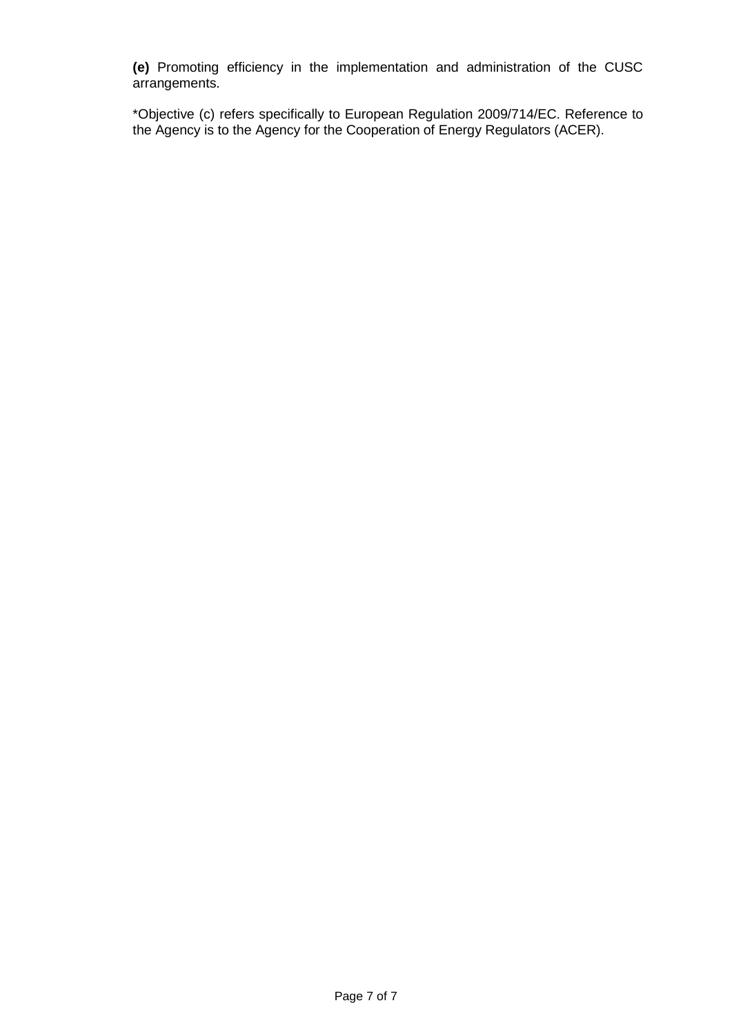**(e)** Promoting efficiency in the implementation and administration of the CUSC arrangements.

*Objective (c) refers specifically to European Regulation 2009/714/EC. Reference to the Agency is to the Agency for the Cooperation of Energy Regulators (ACER).